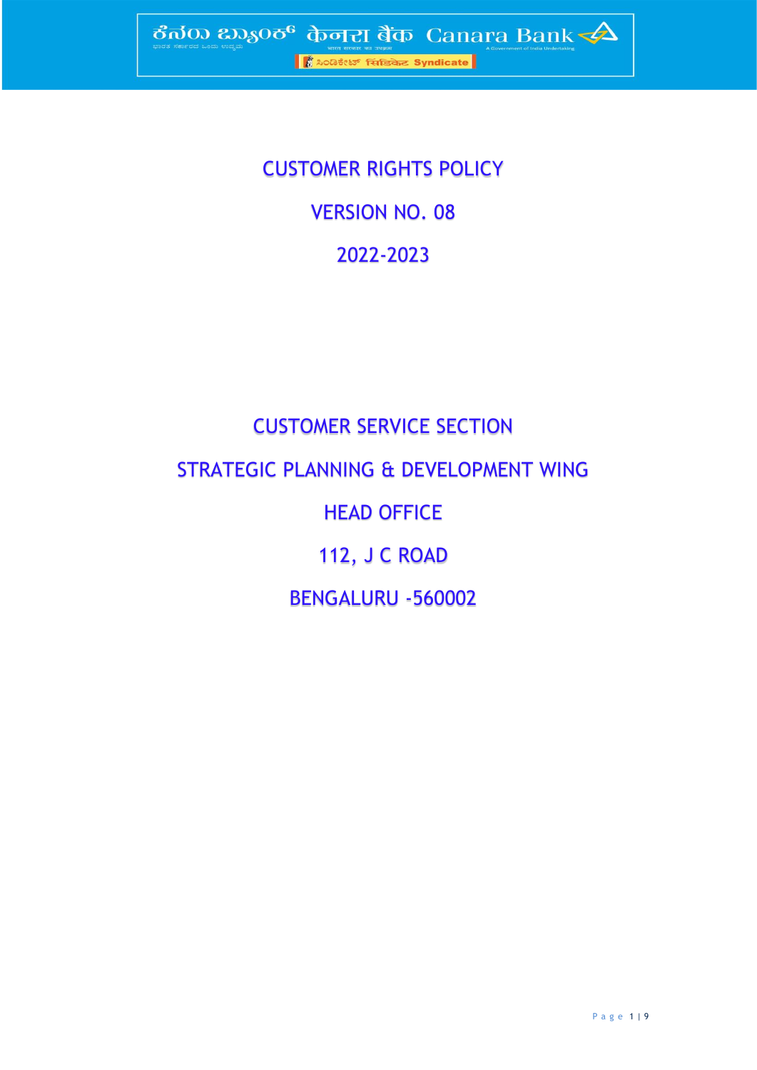ಕೆನರಾ ಬ್ಯಾಂಕ್ केनरा बैंक Canara Bank

ಸಿಂಡಿಕೇಟ್ सिंडिकेट Syndicate

# CUSTOMER RIGHTS POLICY

## VERSION NO. 08

## 2022-2023

CUSTOMER SERVICE SECTION

STRATEGIC PLANNING & DEVELOPMENT WING

HEAD OFFICE

112, J C ROAD

BENGALURU -560002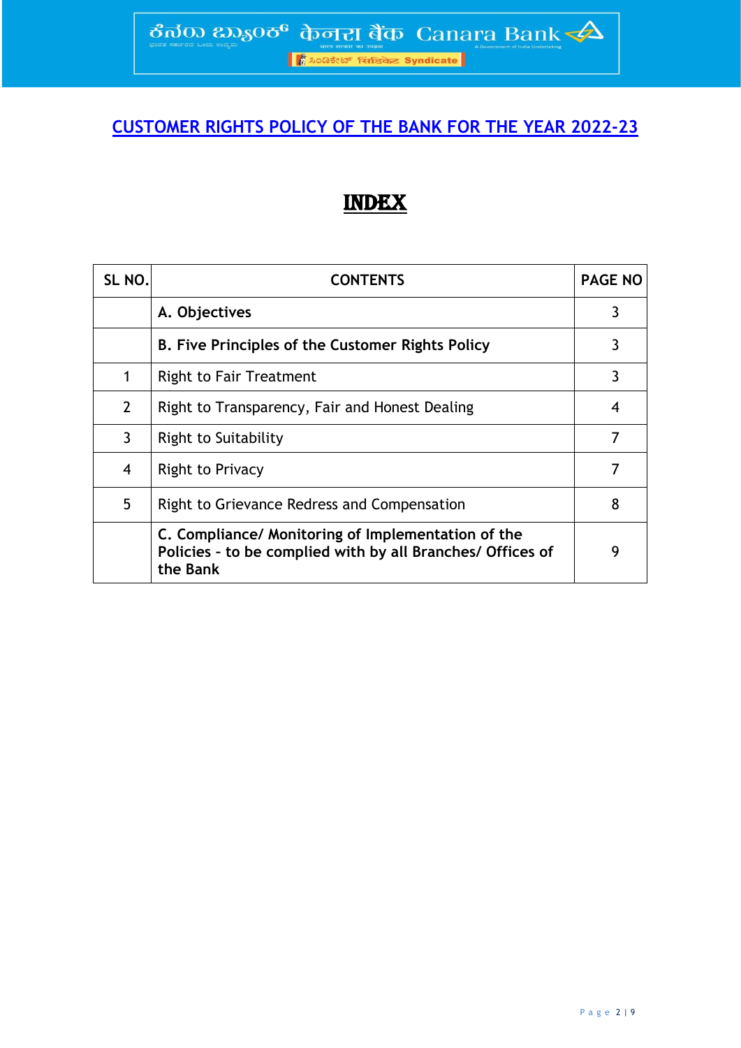# CUSTOMER RIGHTS POLICY OF THE BANK FOR THE YEAR 2022-23

## INDEX

| SL NO. | CONTENTS | PAGE NO |
|---|---|---|
| | **A. Objectives** | 3 |
| | **B. Five Principles of the Customer Rights Policy** | 3 |
| 1 | Right to Fair Treatment | 3 |
| 2 | Right to Transparency, Fair and Honest Dealing | 4 |
| 3 | Right to Suitability | 7 |
| 4 | Right to Privacy | 7 |
| 5 | Right to Grievance Redress and Compensation | 8 |
| | **C. Compliance/ Monitoring of Implementation of the Policies - to be complied with by all Branches/ Offices of the Bank** | 9 |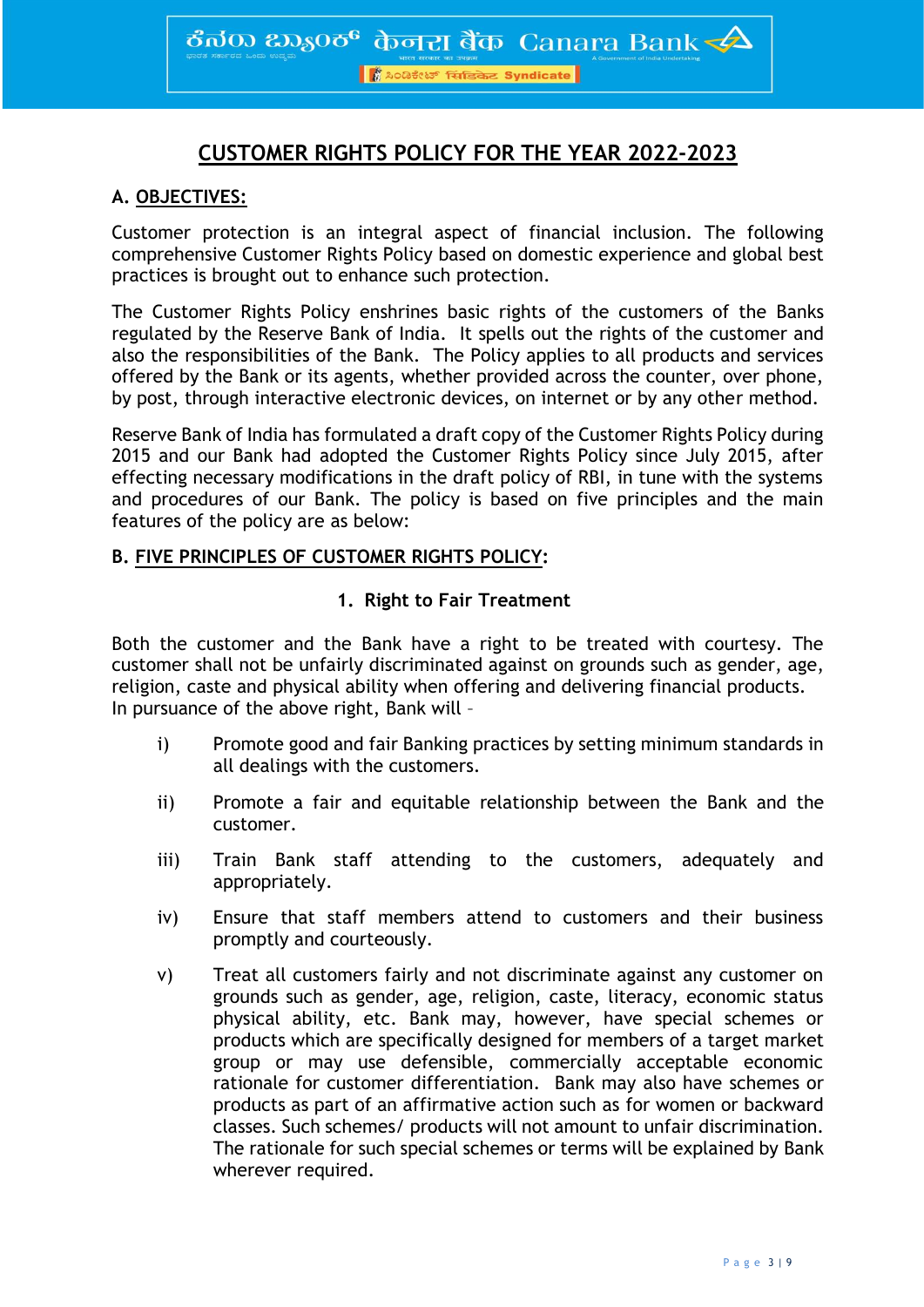# CUSTOMER RIGHTS POLICY FOR THE YEAR 2022-2023

## A. OBJECTIVES:

Customer protection is an integral aspect of financial inclusion. The following comprehensive Customer Rights Policy based on domestic experience and global best practices is brought out to enhance such protection.

The Customer Rights Policy enshrines basic rights of the customers of the Banks regulated by the Reserve Bank of India. It spells out the rights of the customer and also the responsibilities of the Bank. The Policy applies to all products and services offered by the Bank or its agents, whether provided across the counter, over phone, by post, through interactive electronic devices, on internet or by any other method.

Reserve Bank of India has formulated a draft copy of the Customer Rights Policy during 2015 and our Bank had adopted the Customer Rights Policy since July 2015, after effecting necessary modifications in the draft policy of RBI, in tune with the systems and procedures of our Bank. The policy is based on five principles and the main features of the policy are as below:

## B. FIVE PRINCIPLES OF CUSTOMER RIGHTS POLICY:

### 1. Right to Fair Treatment

Both the customer and the Bank have a right to be treated with courtesy. The customer shall not be unfairly discriminated against on grounds such as gender, age, religion, caste and physical ability when offering and delivering financial products. In pursuance of the above right, Bank will –

i) Promote good and fair Banking practices by setting minimum standards in all dealings with the customers.

ii) Promote a fair and equitable relationship between the Bank and the customer.

iii) Train Bank staff attending to the customers, adequately and appropriately.

iv) Ensure that staff members attend to customers and their business promptly and courteously.

v) Treat all customers fairly and not discriminate against any customer on grounds such as gender, age, religion, caste, literacy, economic status physical ability, etc. Bank may, however, have special schemes or products which are specifically designed for members of a target market group or may use defensible, commercially acceptable economic rationale for customer differentiation. Bank may also have schemes or products as part of an affirmative action such as for women or backward classes. Such schemes/ products will not amount to unfair discrimination. The rationale for such special schemes or terms will be explained by Bank wherever required.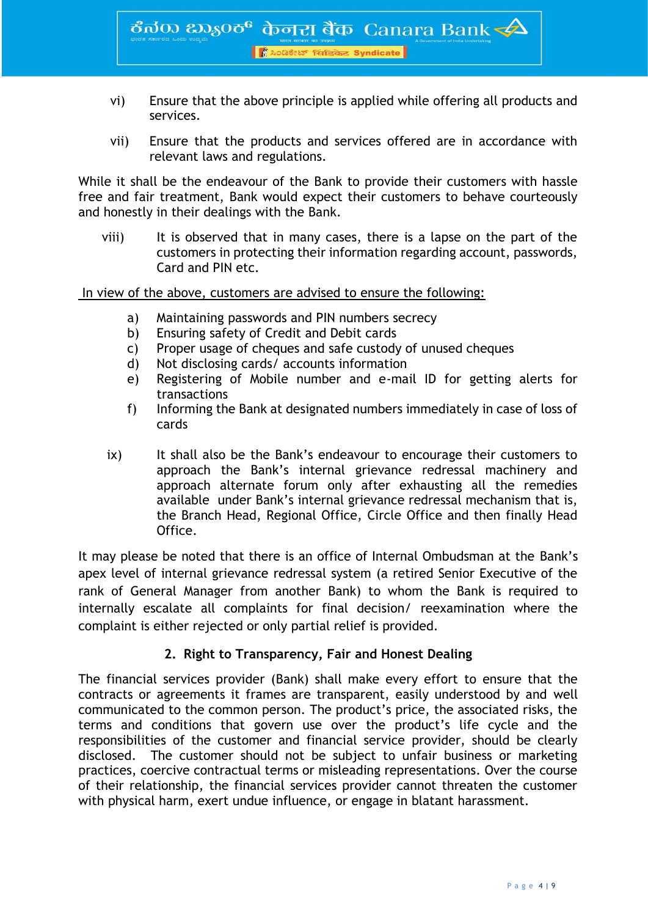vi) Ensure that the above principle is applied while offering all products and services.

vii) Ensure that the products and services offered are in accordance with relevant laws and regulations.

While it shall be the endeavour of the Bank to provide their customers with hassle free and fair treatment, Bank would expect their customers to behave courteously and honestly in their dealings with the Bank.

viii) It is observed that in many cases, there is a lapse on the part of the customers in protecting their information regarding account, passwords, Card and PIN etc.

In view of the above, customers are advised to ensure the following:

a) Maintaining passwords and PIN numbers secrecy
b) Ensuring safety of Credit and Debit cards
c) Proper usage of cheques and safe custody of unused cheques
d) Not disclosing cards/ accounts information
e) Registering of Mobile number and e-mail ID for getting alerts for transactions
f) Informing the Bank at designated numbers immediately in case of loss of cards

ix) It shall also be the Bank's endeavour to encourage their customers to approach the Bank's internal grievance redressal machinery and approach alternate forum only after exhausting all the remedies available under Bank's internal grievance redressal mechanism that is, the Branch Head, Regional Office, Circle Office and then finally Head Office.

It may please be noted that there is an office of Internal Ombudsman at the Bank's apex level of internal grievance redressal system (a retired Senior Executive of the rank of General Manager from another Bank) to whom the Bank is required to internally escalate all complaints for final decision/ reexamination where the complaint is either rejected or only partial relief is provided.

## 2. Right to Transparency, Fair and Honest Dealing

The financial services provider (Bank) shall make every effort to ensure that the contracts or agreements it frames are transparent, easily understood by and well communicated to the common person. The product's price, the associated risks, the terms and conditions that govern use over the product's life cycle and the responsibilities of the customer and financial service provider, should be clearly disclosed. The customer should not be subject to unfair business or marketing practices, coercive contractual terms or misleading representations. Over the course of their relationship, the financial services provider cannot threaten the customer with physical harm, exert undue influence, or engage in blatant harassment.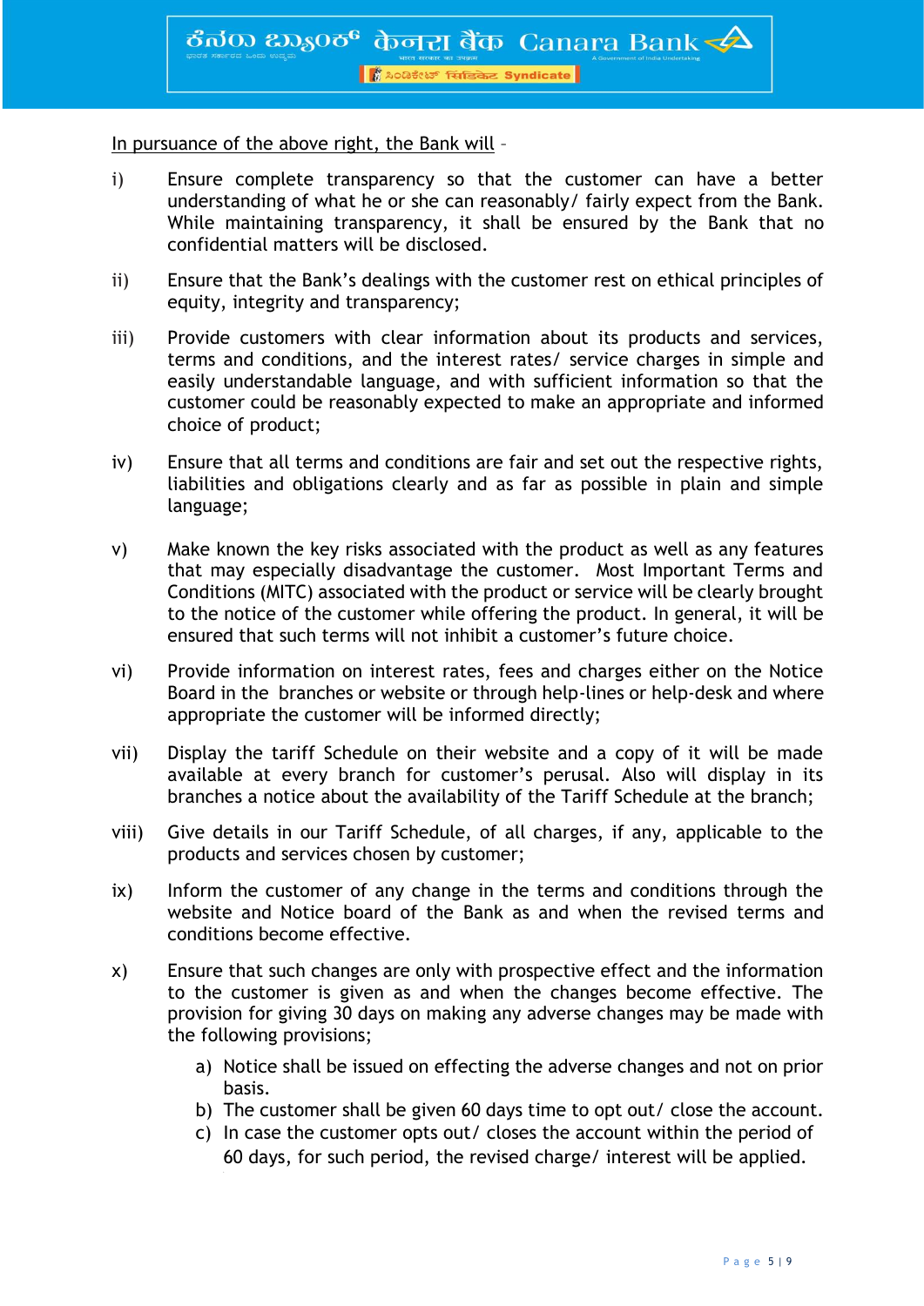In pursuance of the above right, the Bank will –

i) Ensure complete transparency so that the customer can have a better understanding of what he or she can reasonably/ fairly expect from the Bank. While maintaining transparency, it shall be ensured by the Bank that no confidential matters will be disclosed.

ii) Ensure that the Bank's dealings with the customer rest on ethical principles of equity, integrity and transparency;

iii) Provide customers with clear information about its products and services, terms and conditions, and the interest rates/ service charges in simple and easily understandable language, and with sufficient information so that the customer could be reasonably expected to make an appropriate and informed choice of product;

iv) Ensure that all terms and conditions are fair and set out the respective rights, liabilities and obligations clearly and as far as possible in plain and simple language;

v) Make known the key risks associated with the product as well as any features that may especially disadvantage the customer. Most Important Terms and Conditions (MITC) associated with the product or service will be clearly brought to the notice of the customer while offering the product. In general, it will be ensured that such terms will not inhibit a customer's future choice.

vi) Provide information on interest rates, fees and charges either on the Notice Board in the branches or website or through help-lines or help-desk and where appropriate the customer will be informed directly;

vii) Display the tariff Schedule on their website and a copy of it will be made available at every branch for customer's perusal. Also will display in its branches a notice about the availability of the Tariff Schedule at the branch;

viii) Give details in our Tariff Schedule, of all charges, if any, applicable to the products and services chosen by customer;

ix) Inform the customer of any change in the terms and conditions through the website and Notice board of the Bank as and when the revised terms and conditions become effective.

x) Ensure that such changes are only with prospective effect and the information to the customer is given as and when the changes become effective. The provision for giving 30 days on making any adverse changes may be made with the following provisions;

   a) Notice shall be issued on effecting the adverse changes and not on prior basis.
   b) The customer shall be given 60 days time to opt out/ close the account.
   c) In case the customer opts out/ closes the account within the period of 60 days, for such period, the revised charge/ interest will be applied.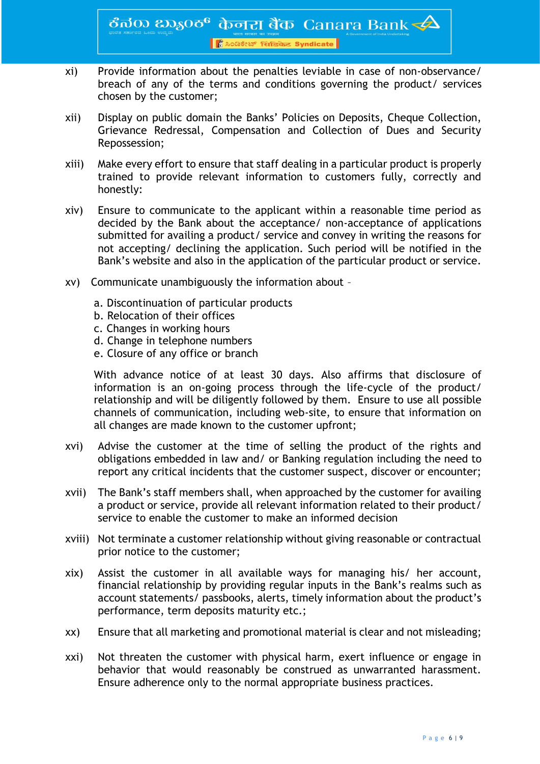xi) Provide information about the penalties leviable in case of non-observance/ breach of any of the terms and conditions governing the product/ services chosen by the customer;

xii) Display on public domain the Banks' Policies on Deposits, Cheque Collection, Grievance Redressal, Compensation and Collection of Dues and Security Repossession;

xiii) Make every effort to ensure that staff dealing in a particular product is properly trained to provide relevant information to customers fully, correctly and honestly:

xiv) Ensure to communicate to the applicant within a reasonable time period as decided by the Bank about the acceptance/ non-acceptance of applications submitted for availing a product/ service and convey in writing the reasons for not accepting/ declining the application. Such period will be notified in the Bank's website and also in the application of the particular product or service.

xv) Communicate unambiguously the information about –

a. Discontinuation of particular products
b. Relocation of their offices
c. Changes in working hours
d. Change in telephone numbers
e. Closure of any office or branch

With advance notice of at least 30 days. Also affirms that disclosure of information is an on-going process through the life-cycle of the product/ relationship and will be diligently followed by them. Ensure to use all possible channels of communication, including web-site, to ensure that information on all changes are made known to the customer upfront;

xvi) Advise the customer at the time of selling the product of the rights and obligations embedded in law and/ or Banking regulation including the need to report any critical incidents that the customer suspect, discover or encounter;

xvii) The Bank's staff members shall, when approached by the customer for availing a product or service, provide all relevant information related to their product/ service to enable the customer to make an informed decision

xviii) Not terminate a customer relationship without giving reasonable or contractual prior notice to the customer;

xix) Assist the customer in all available ways for managing his/ her account, financial relationship by providing regular inputs in the Bank's realms such as account statements/ passbooks, alerts, timely information about the product's performance, term deposits maturity etc.;

xx) Ensure that all marketing and promotional material is clear and not misleading;

xxi) Not threaten the customer with physical harm, exert influence or engage in behavior that would reasonably be construed as unwarranted harassment. Ensure adherence only to the normal appropriate business practices.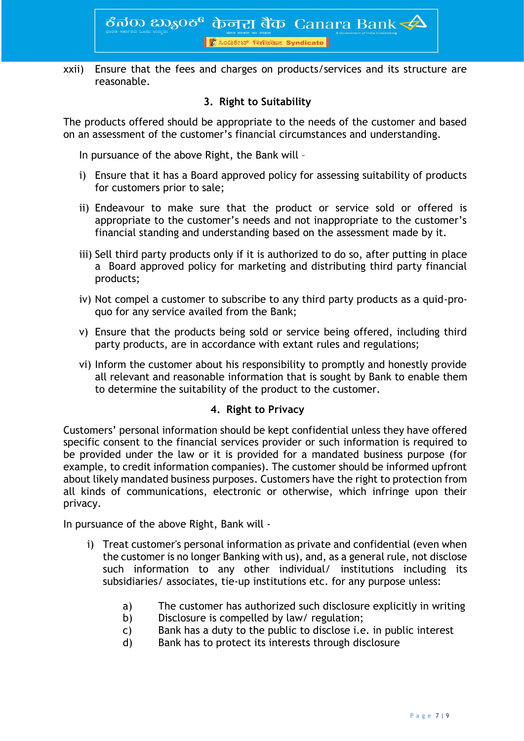xxii) Ensure that the fees and charges on products/services and its structure are reasonable.

### 3. Right to Suitability

The products offered should be appropriate to the needs of the customer and based on an assessment of the customer's financial circumstances and understanding.

In pursuance of the above Right, the Bank will –

i) Ensure that it has a Board approved policy for assessing suitability of products for customers prior to sale;

ii) Endeavour to make sure that the product or service sold or offered is appropriate to the customer's needs and not inappropriate to the customer's financial standing and understanding based on the assessment made by it.

iii) Sell third party products only if it is authorized to do so, after putting in place a Board approved policy for marketing and distributing third party financial products;

iv) Not compel a customer to subscribe to any third party products as a quid-pro-quo for any service availed from the Bank;

v) Ensure that the products being sold or service being offered, including third party products, are in accordance with extant rules and regulations;

vi) Inform the customer about his responsibility to promptly and honestly provide all relevant and reasonable information that is sought by Bank to enable them to determine the suitability of the product to the customer.

### 4. Right to Privacy

Customers' personal information should be kept confidential unless they have offered specific consent to the financial services provider or such information is required to be provided under the law or it is provided for a mandated business purpose (for example, to credit information companies). The customer should be informed upfront about likely mandated business purposes. Customers have the right to protection from all kinds of communications, electronic or otherwise, which infringe upon their privacy.

In pursuance of the above Right, Bank will -

i) Treat customer's personal information as private and confidential (even when the customer is no longer Banking with us), and, as a general rule, not disclose such information to any other individual/ institutions including its subsidiaries/ associates, tie-up institutions etc. for any purpose unless:

   a) The customer has authorized such disclosure explicitly in writing
   b) Disclosure is compelled by law/ regulation;
   c) Bank has a duty to the public to disclose i.e. in public interest
   d) Bank has to protect its interests through disclosure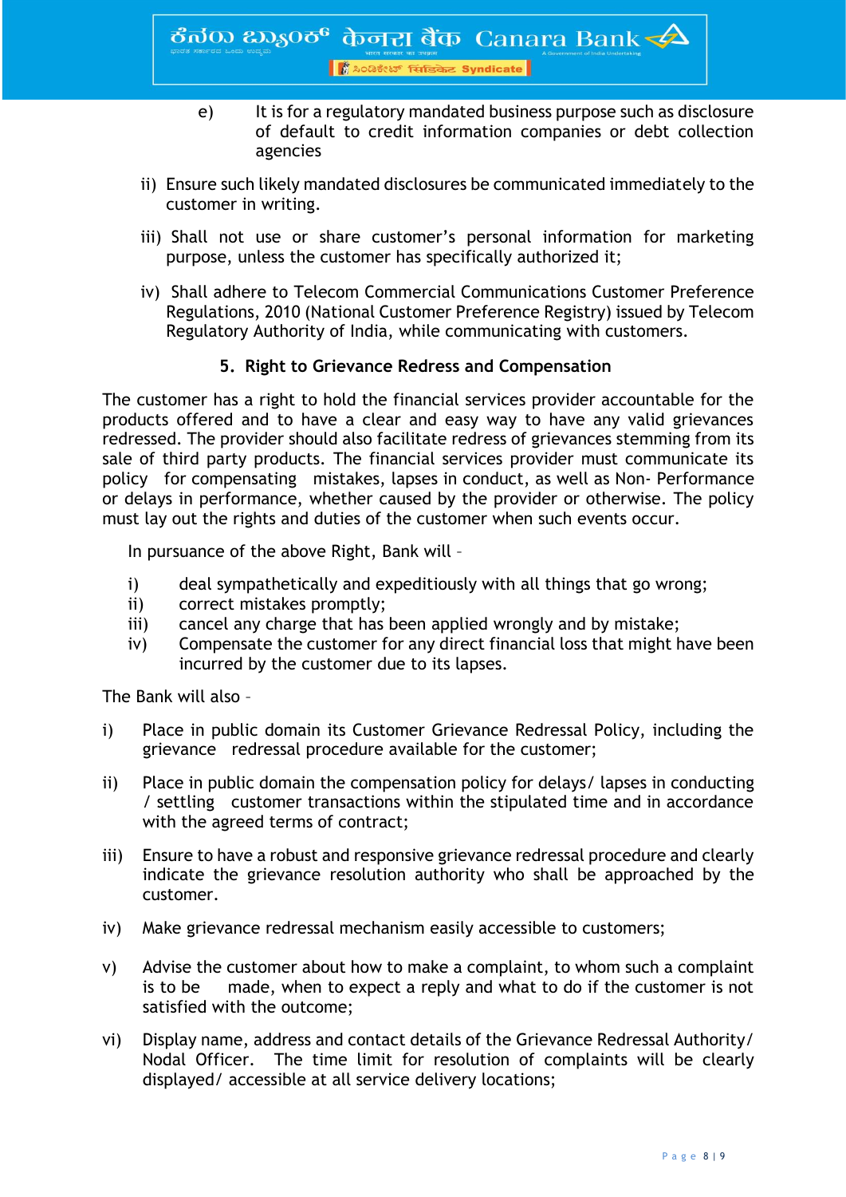e) It is for a regulatory mandated business purpose such as disclosure of default to credit information companies or debt collection agencies

ii) Ensure such likely mandated disclosures be communicated immediately to the customer in writing.

iii) Shall not use or share customer's personal information for marketing purpose, unless the customer has specifically authorized it;

iv) Shall adhere to Telecom Commercial Communications Customer Preference Regulations, 2010 (National Customer Preference Registry) issued by Telecom Regulatory Authority of India, while communicating with customers.

### 5. Right to Grievance Redress and Compensation

The customer has a right to hold the financial services provider accountable for the products offered and to have a clear and easy way to have any valid grievances redressed. The provider should also facilitate redress of grievances stemming from its sale of third party products. The financial services provider must communicate its policy for compensating mistakes, lapses in conduct, as well as Non- Performance or delays in performance, whether caused by the provider or otherwise. The policy must lay out the rights and duties of the customer when such events occur.

In pursuance of the above Right, Bank will –

i) deal sympathetically and expeditiously with all things that go wrong;
ii) correct mistakes promptly;
iii) cancel any charge that has been applied wrongly and by mistake;
iv) Compensate the customer for any direct financial loss that might have been incurred by the customer due to its lapses.

The Bank will also –

i) Place in public domain its Customer Grievance Redressal Policy, including the grievance redressal procedure available for the customer;

ii) Place in public domain the compensation policy for delays/ lapses in conducting / settling customer transactions within the stipulated time and in accordance with the agreed terms of contract;

iii) Ensure to have a robust and responsive grievance redressal procedure and clearly indicate the grievance resolution authority who shall be approached by the customer.

iv) Make grievance redressal mechanism easily accessible to customers;

v) Advise the customer about how to make a complaint, to whom such a complaint is to be made, when to expect a reply and what to do if the customer is not satisfied with the outcome;

vi) Display name, address and contact details of the Grievance Redressal Authority/ Nodal Officer. The time limit for resolution of complaints will be clearly displayed/ accessible at all service delivery locations;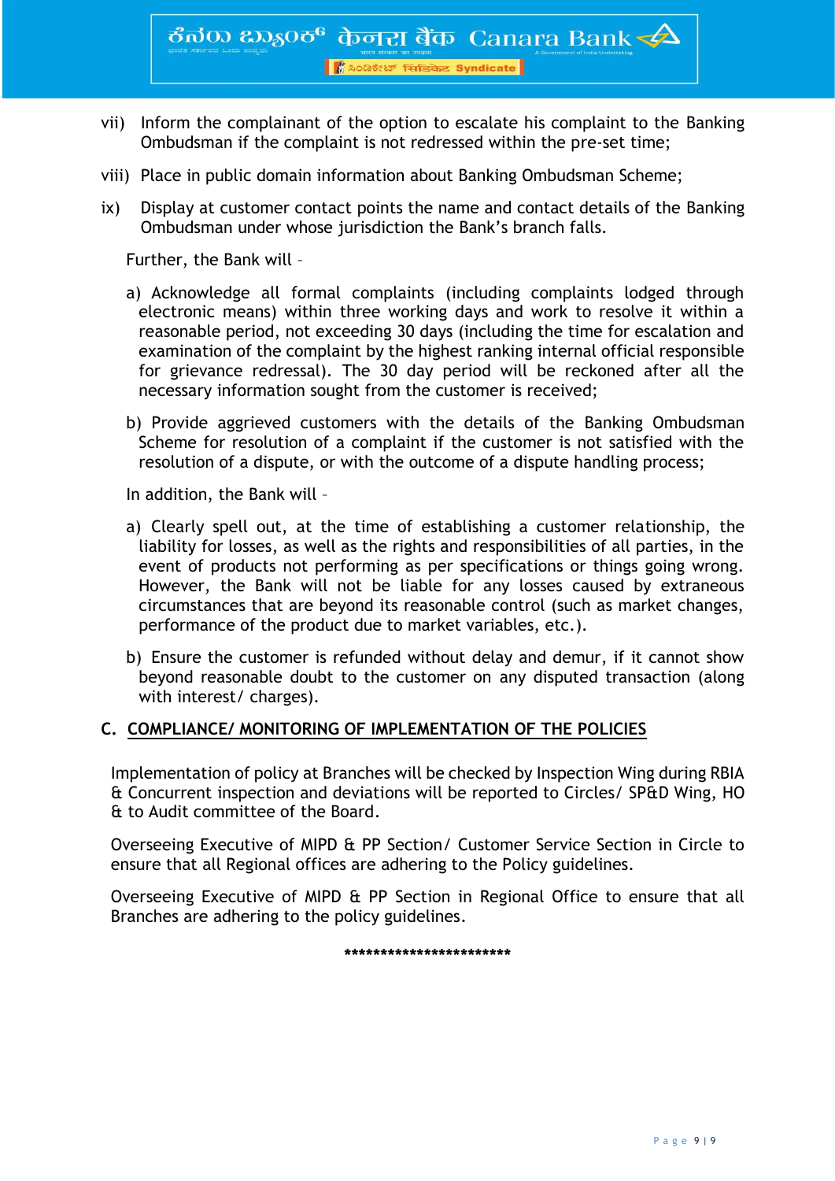vii) Inform the complainant of the option to escalate his complaint to the Banking Ombudsman if the complaint is not redressed within the pre-set time;

viii) Place in public domain information about Banking Ombudsman Scheme;

ix) Display at customer contact points the name and contact details of the Banking Ombudsman under whose jurisdiction the Bank's branch falls.

Further, the Bank will –

a) Acknowledge all formal complaints (including complaints lodged through electronic means) within three working days and work to resolve it within a reasonable period, not exceeding 30 days (including the time for escalation and examination of the complaint by the highest ranking internal official responsible for grievance redressal). The 30 day period will be reckoned after all the necessary information sought from the customer is received;

b) Provide aggrieved customers with the details of the Banking Ombudsman Scheme for resolution of a complaint if the customer is not satisfied with the resolution of a dispute, or with the outcome of a dispute handling process;

In addition, the Bank will –

a) Clearly spell out, at the time of establishing a customer relationship, the liability for losses, as well as the rights and responsibilities of all parties, in the event of products not performing as per specifications or things going wrong. However, the Bank will not be liable for any losses caused by extraneous circumstances that are beyond its reasonable control (such as market changes, performance of the product due to market variables, etc.).

b) Ensure the customer is refunded without delay and demur, if it cannot show beyond reasonable doubt to the customer on any disputed transaction (along with interest/ charges).

## C. COMPLIANCE/ MONITORING OF IMPLEMENTATION OF THE POLICIES

Implementation of policy at Branches will be checked by Inspection Wing during RBIA & Concurrent inspection and deviations will be reported to Circles/ SP&D Wing, HO & to Audit committee of the Board.

Overseeing Executive of MIPD & PP Section/ Customer Service Section in Circle to ensure that all Regional offices are adhering to the Policy guidelines.

Overseeing Executive of MIPD & PP Section in Regional Office to ensure that all Branches are adhering to the policy guidelines.

************************